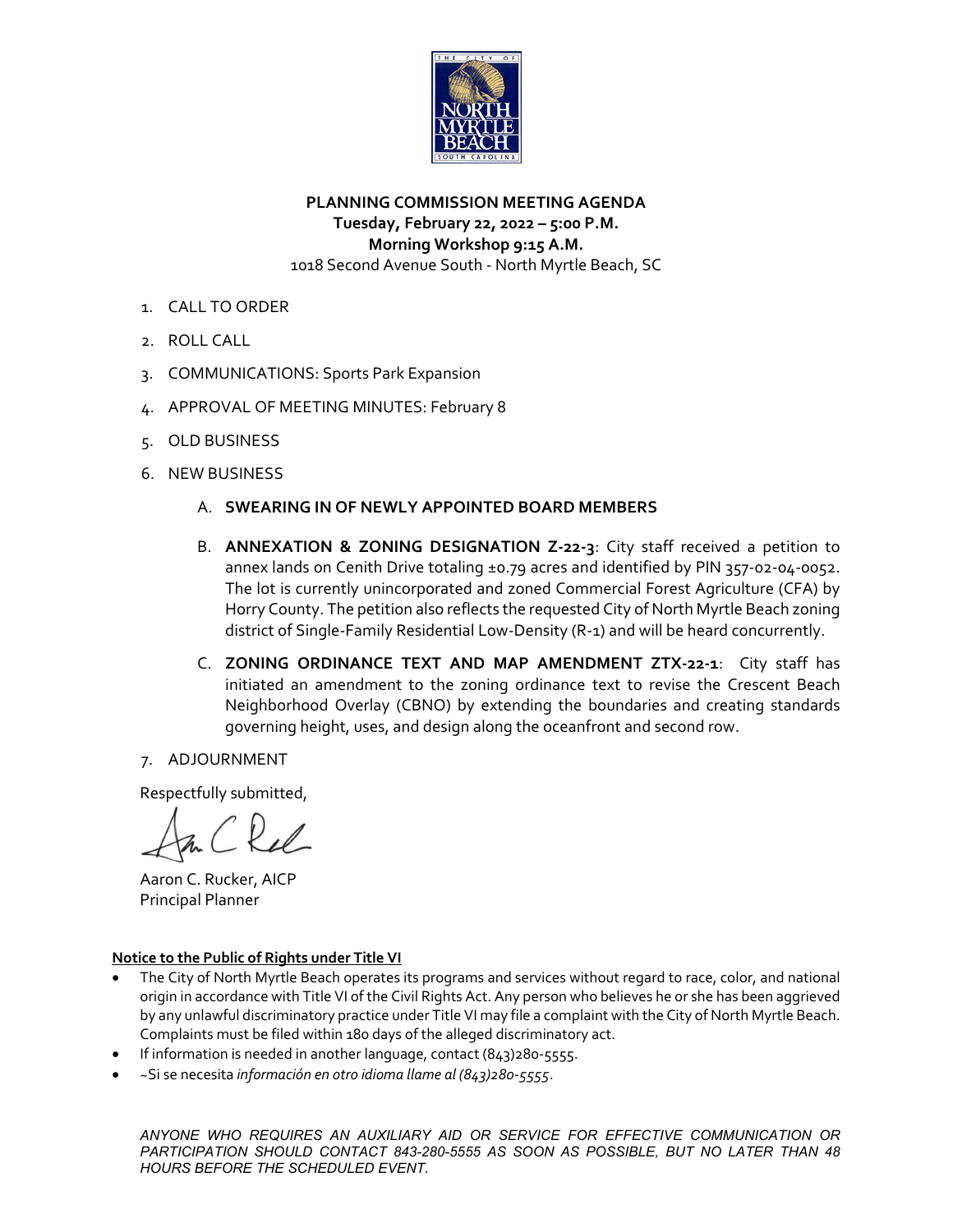**PLANNING COMMISSION MEETING AGENDA**
**Tuesday, February 22, 2022 – 5:00 P.M.**
**Morning Workshop 9:15 A.M.**
1018 Second Avenue South - North Myrtle Beach, SC

1. CALL TO ORDER
2. ROLL CALL
3. COMMUNICATIONS: Sports Park Expansion
4. APPROVAL OF MEETING MINUTES: February 8
5. OLD BUSINESS
6. NEW BUSINESS
   A. **SWEARING IN OF NEWLY APPOINTED BOARD MEMBERS**
   B. **ANNEXATION & ZONING DESIGNATION Z-22-3**: City staff received a petition to annex lands on Cenith Drive totaling ±0.79 acres and identified by PIN 357-02-04-0052. The lot is currently unincorporated and zoned Commercial Forest Agriculture (CFA) by Horry County. The petition also reflects the requested City of North Myrtle Beach zoning district of Single-Family Residential Low-Density (R-1) and will be heard concurrently.
   C. **ZONING ORDINANCE TEXT AND MAP AMENDMENT ZTX-22-1**: City staff has initiated an amendment to the zoning ordinance text to revise the Crescent Beach Neighborhood Overlay (CBNO) by extending the boundaries and creating standards governing height, uses, and design along the oceanfront and second row.
7. ADJOURNMENT

Respectfully submitted,

Aaron C. Rucker, AICP
Principal Planner

**Notice to the Public of Rights under Title VI**

- The City of North Myrtle Beach operates its programs and services without regard to race, color, and national origin in accordance with Title VI of the Civil Rights Act. Any person who believes he or she has been aggrieved by any unlawful discriminatory practice under Title VI may file a complaint with the City of North Myrtle Beach. Complaints must be filed within 180 days of the alleged discriminatory act.
- If information is needed in another language, contact (843)280-5555.
- ~Si se necesita *información en otro idioma llame al (843)280-5555*.

*ANYONE WHO REQUIRES AN AUXILIARY AID OR SERVICE FOR EFFECTIVE COMMUNICATION OR PARTICIPATION SHOULD CONTACT 843-280-5555 AS SOON AS POSSIBLE, BUT NO LATER THAN 48 HOURS BEFORE THE SCHEDULED EVENT.*